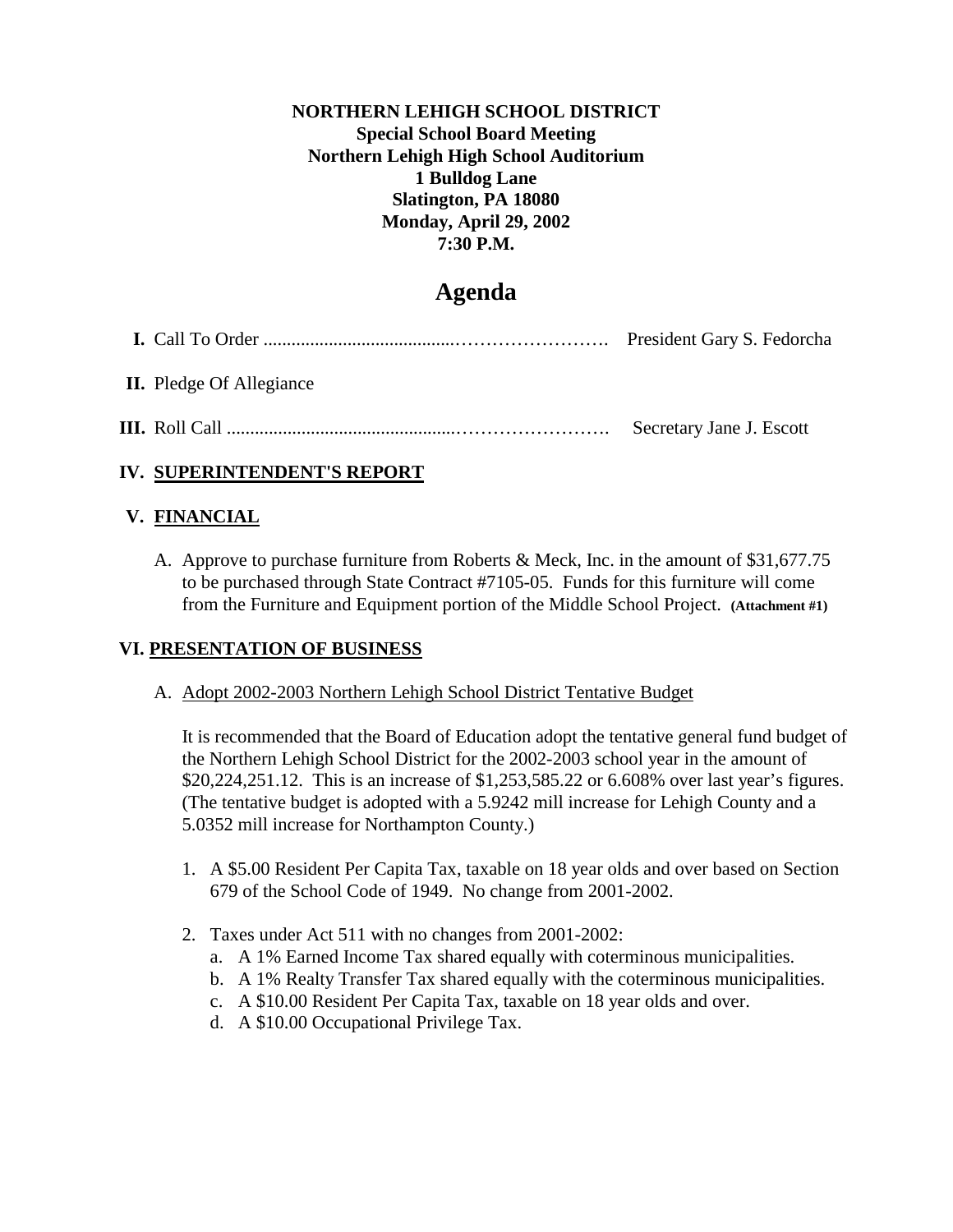**NORTHERN LEHIGH SCHOOL DISTRICT**
**Special School Board Meeting**
**Northern Lehigh High School Auditorium**
**1 Bulldog Lane**
**Slatington, PA 18080**
**Monday, April 29, 2002**
**7:30 P.M.**

# Agenda

**I.** Call To Order ................................................................ President Gary S. Fedorcha

**II.** Pledge Of Allegiance

**III.** Roll Call ................................................................ Secretary Jane J. Escott

## IV. SUPERINTENDENT'S REPORT

## V. FINANCIAL

A. Approve to purchase furniture from Roberts & Meck, Inc. in the amount of $31,677.75 to be purchased through State Contract #7105-05. Funds for this furniture will come from the Furniture and Equipment portion of the Middle School Project. **(Attachment #1)**

## VI. PRESENTATION OF BUSINESS

A. Adopt 2002-2003 Northern Lehigh School District Tentative Budget

It is recommended that the Board of Education adopt the tentative general fund budget of the Northern Lehigh School District for the 2002-2003 school year in the amount of $20,224,251.12. This is an increase of $1,253,585.22 or 6.608% over last year's figures. (The tentative budget is adopted with a 5.9242 mill increase for Lehigh County and a 5.0352 mill increase for Northampton County.)

1. A $5.00 Resident Per Capita Tax, taxable on 18 year olds and over based on Section 679 of the School Code of 1949. No change from 2001-2002.

2. Taxes under Act 511 with no changes from 2001-2002:
   a. A 1% Earned Income Tax shared equally with coterminous municipalities.
   b. A 1% Realty Transfer Tax shared equally with the coterminous municipalities.
   c. A $10.00 Resident Per Capita Tax, taxable on 18 year olds and over.
   d. A $10.00 Occupational Privilege Tax.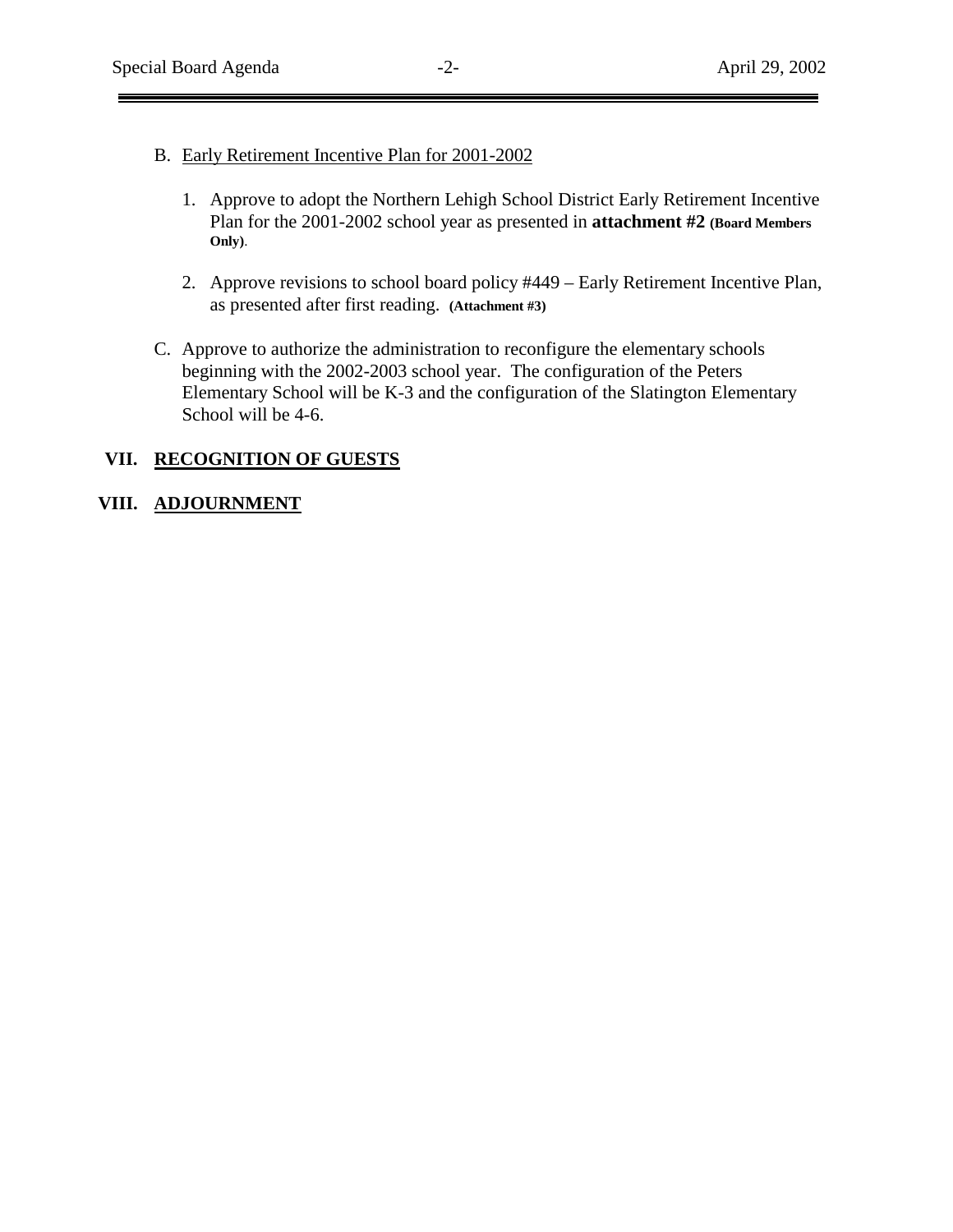B. Early Retirement Incentive Plan for 2001-2002

1. Approve to adopt the Northern Lehigh School District Early Retirement Incentive Plan for the 2001-2002 school year as presented in **attachment #2** **(Board Members Only)**.

2. Approve revisions to school board policy #449 – Early Retirement Incentive Plan, as presented after first reading. **(Attachment #3)**

C. Approve to authorize the administration to reconfigure the elementary schools beginning with the 2002-2003 school year. The configuration of the Peters Elementary School will be K-3 and the configuration of the Slatington Elementary School will be 4-6.

## VII. RECOGNITION OF GUESTS

## VIII. ADJOURNMENT